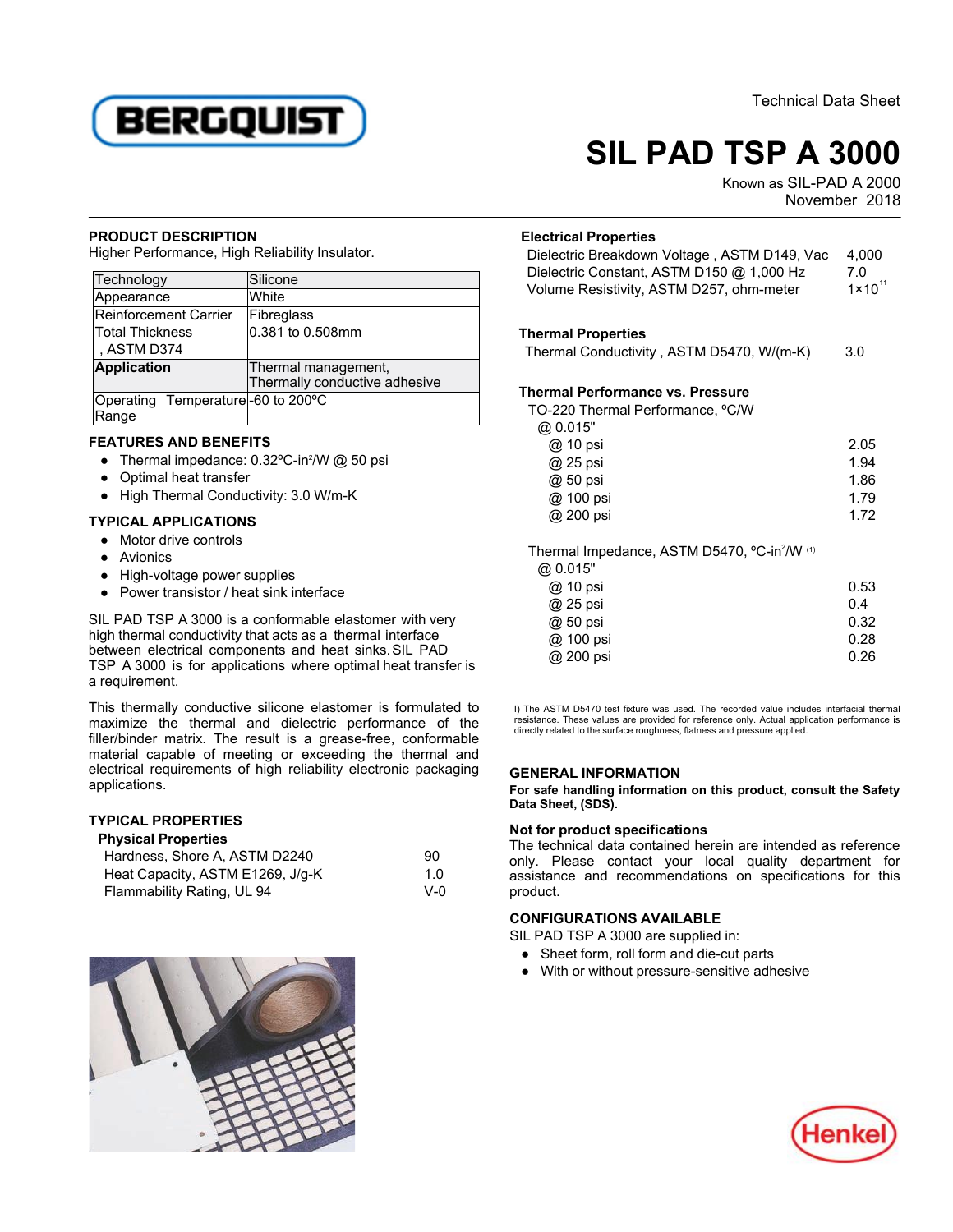Technical Data Sheet

# SIL PAD TSP A 3000

Known as SIL-PAD A 2000
November 2018

## PRODUCT DESCRIPTION

Higher Performance, High Reliability Insulator.

| | |
|---|---|
| Technology | Silicone |
| Appearance | White |
| Reinforcement Carrier | Fibreglass |
| Total Thickness , ASTM D374 | 0.381 to 0.508mm |
| **Application** | Thermal management, Thermally conductive adhesive |
| Operating Temperature Range | -60 to 200ºC |

## FEATURES AND BENEFITS

- Thermal impedance: 0.32ºC-in²/W @ 50 psi
- Optimal heat transfer
- High Thermal Conductivity: 3.0 W/m-K

## TYPICAL APPLICATIONS

- Motor drive controls
- Avionics
- High-voltage power supplies
- Power transistor / heat sink interface

SIL PAD TSP A 3000 is a conformable elastomer with very high thermal conductivity that acts as a thermal interface between electrical components and heat sinks. SIL PAD TSP A 3000 is for applications where optimal heat transfer is a requirement.

This thermally conductive silicone elastomer is formulated to maximize the thermal and dielectric performance of the filler/binder matrix. The result is a grease-free, conformable material capable of meeting or exceeding the thermal and electrical requirements of high reliability electronic packaging applications.

## TYPICAL PROPERTIES

### Physical Properties

| | |
|---|---|
| Hardness, Shore A, ASTM D2240 | 90 |
| Heat Capacity, ASTM E1269, J/g-K | 1.0 |
| Flammability Rating, UL 94 | V-0 |

### Electrical Properties

| | |
|---|---|
| Dielectric Breakdown Voltage , ASTM D149, Vac | 4,000 |
| Dielectric Constant, ASTM D150 @ 1,000 Hz | 7.0 |
| Volume Resistivity, ASTM D257, ohm-meter | $1 \times 10^{11}$ |

### Thermal Properties

| | |
|---|---|
| Thermal Conductivity , ASTM D5470, W/(m-K) | 3.0 |

### Thermal Performance vs. Pressure

TO-220 Thermal Performance, ºC/W

| @ 0.015" | |
|---|---|
| @ 10 psi | 2.05 |
| @ 25 psi | 1.94 |
| @ 50 psi | 1.86 |
| @ 100 psi | 1.79 |
| @ 200 psi | 1.72 |

Thermal Impedance, ASTM D5470, ºC-in²/W [1]

| @ 0.015" | |
|---|---|
| @ 10 psi | 0.53 |
| @ 25 psi | 0.4 |
| @ 50 psi | 0.32 |
| @ 100 psi | 0.28 |
| @ 200 psi | 0.26 |

I) The ASTM D5470 test fixture was used. The recorded value includes interfacial thermal resistance. These values are provided for reference only. Actual application performance is directly related to the surface roughness, flatness and pressure applied.

## GENERAL INFORMATION

**For safe handling information on this product, consult the Safety Data Sheet, (SDS).**

### Not for product specifications

The technical data contained herein are intended as reference only. Please contact your local quality department for assistance and recommendations on specifications for this product.

## CONFIGURATIONS AVAILABLE

SIL PAD TSP A 3000 are supplied in:

- Sheet form, roll form and die-cut parts
- With or without pressure-sensitive adhesive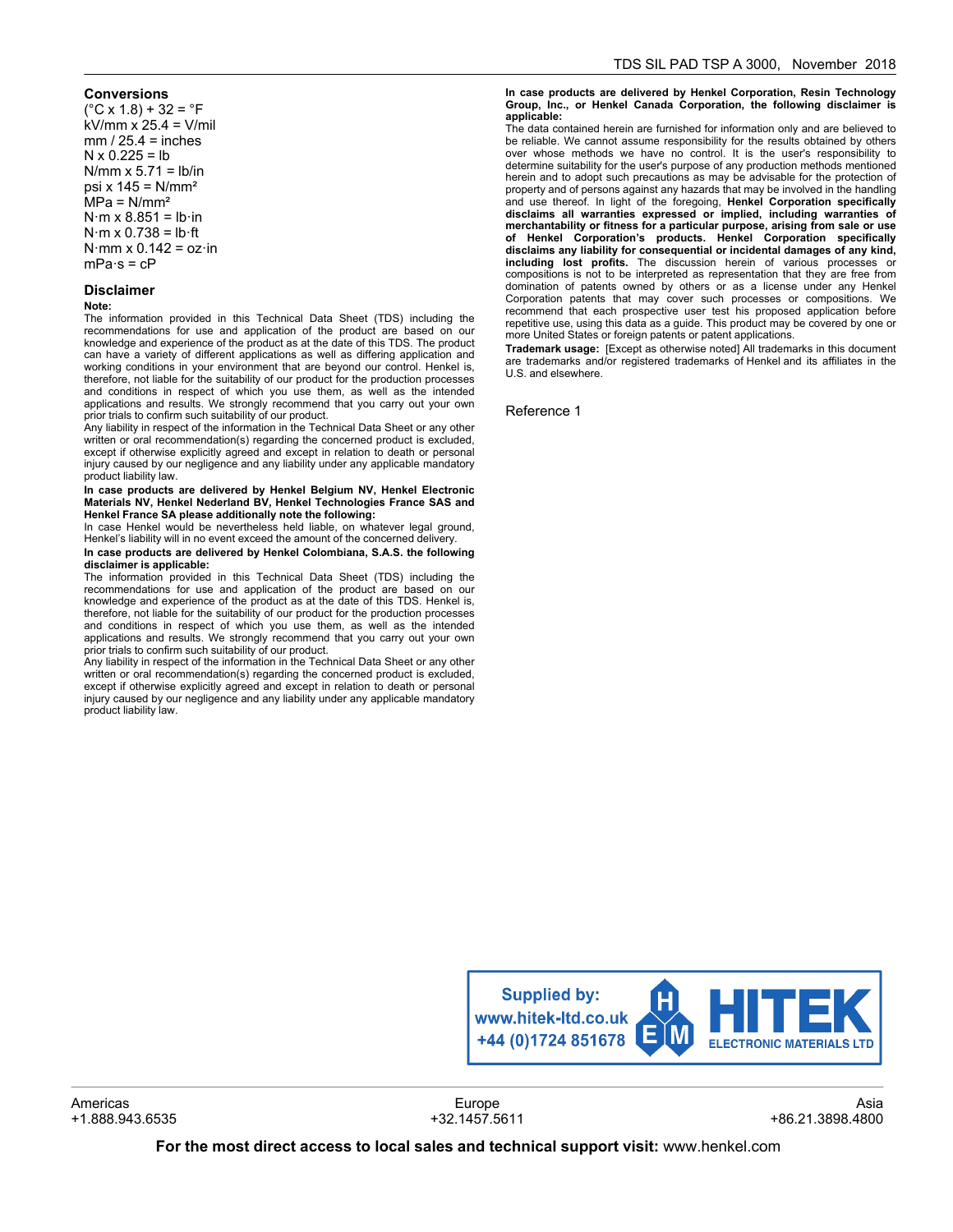## Conversions

(°C x 1.8) + 32 = °F
kV/mm x 25.4 = V/mil
mm / 25.4 = inches
N x 0.225 = lb
N/mm x 5.71 = lb/in
psi x 145 = N/mm²
MPa = N/mm²
N·m x 8.851 = lb·in
N·m x 0.738 = lb·ft
N·mm x 0.142 = oz·in
mPa·s = cP

## Disclaimer

**Note:**

The information provided in this Technical Data Sheet (TDS) including the recommendations for use and application of the product are based on our knowledge and experience of the product as at the date of this TDS. The product can have a variety of different applications as well as differing application and working conditions in your environment that are beyond our control. Henkel is, therefore, not liable for the suitability of our product for the production processes and conditions in respect of which you use them, as well as the intended applications and results. We strongly recommend that you carry out your own prior trials to confirm such suitability of our product.

Any liability in respect of the information in the Technical Data Sheet or any other written or oral recommendation(s) regarding the concerned product is excluded, except if otherwise explicitly agreed and except in relation to death or personal injury caused by our negligence and any liability under any applicable mandatory product liability law.

**In case products are delivered by Henkel Belgium NV, Henkel Electronic Materials NV, Henkel Nederland BV, Henkel Technologies France SAS and Henkel France SA please additionally note the following:**

In case Henkel would be nevertheless held liable, on whatever legal ground, Henkel's liability will in no event exceed the amount of the concerned delivery.

**In case products are delivered by Henkel Colombiana, S.A.S. the following disclaimer is applicable:**

The information provided in this Technical Data Sheet (TDS) including the recommendations for use and application of the product are based on our knowledge and experience of the product as at the date of this TDS. Henkel is, therefore, not liable for the suitability of our product for the production processes and conditions in respect of which you use them, as well as the intended applications and results. We strongly recommend that you carry out your own prior trials to confirm such suitability of our product.

Any liability in respect of the information in the Technical Data Sheet or any other written or oral recommendation(s) regarding the concerned product is excluded, except if otherwise explicitly agreed and except in relation to death or personal injury caused by our negligence and any liability under any applicable mandatory product liability law.

**In case products are delivered by Henkel Corporation, Resin Technology Group, Inc., or Henkel Canada Corporation, the following disclaimer is applicable:**

The data contained herein are furnished for information only and are believed to be reliable. We cannot assume responsibility for the results obtained by others over whose methods we have no control. It is the user's responsibility to determine suitability for the user's purpose of any production methods mentioned herein and to adopt such precautions as may be advisable for the protection of property and of persons against any hazards that may be involved in the handling and use thereof. In light of the foregoing, **Henkel Corporation specifically disclaims all warranties expressed or implied, including warranties of merchantability or fitness for a particular purpose, arising from sale or use of Henkel Corporation's products. Henkel Corporation specifically disclaims any liability for consequential or incidental damages of any kind, including lost profits.** The discussion herein of various processes or compositions is not to be interpreted as representation that they are free from domination of patents owned by others or as a license under any Henkel Corporation patents that may cover such processes or compositions. We recommend that each prospective user test his proposed application before repetitive use, using this data as a guide. This product may be covered by one or more United States or foreign patents or patent applications.

**Trademark usage:** [Except as otherwise noted] All trademarks in this document are trademarks and/or registered trademarks of Henkel and its affiliates in the U.S. and elsewhere.

Reference 1

Supplied by:
www.hitek-ltd.co.uk
+44 (0)1724 851678
HITEK ELECTRONIC MATERIALS LTD

Americas
+1.888.943.6535

Europe
+32.1457.5611

Asia
+86.21.3898.4800

**For the most direct access to local sales and technical support visit:** www.henkel.com